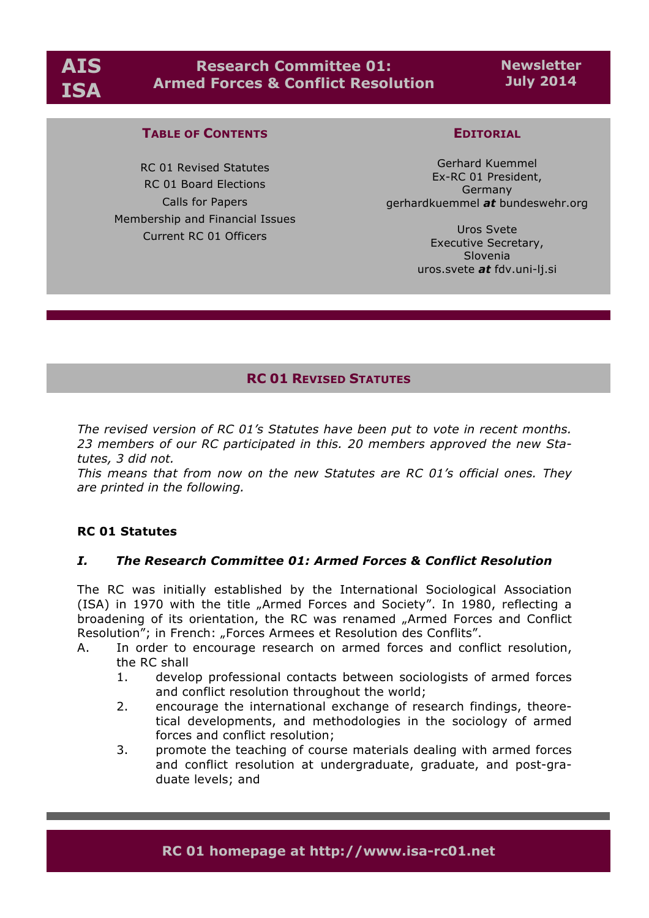**AIS ISA**

# Research Committee 01: Armed Forces & Conflict Resolution

**Newsletter July 2014**

### Table of Contents

RC 01 Revised Statutes
RC 01 Board Elections
Calls for Papers
Membership and Financial Issues
Current RC 01 Officers

### Editorial

Gerhard Kuemmel
Ex-RC 01 President,
Germany
gerhardkuemmel ***at*** bundeswehr.org

Uros Svete
Executive Secretary,
Slovenia
uros.svete ***at*** fdv.uni-lj.si

## RC 01 Revised Statutes

*The revised version of RC 01's Statutes have been put to vote in recent months. 23 members of our RC participated in this. 20 members approved the new Statutes, 3 did not.*
*This means that from now on the new Statutes are RC 01's official ones. They are printed in the following.*

**RC 01 Statutes**

***I. The Research Committee 01: Armed Forces & Conflict Resolution***

The RC was initially established by the International Sociological Association (ISA) in 1970 with the title „Armed Forces and Society". In 1980, reflecting a broadening of its orientation, the RC was renamed „Armed Forces and Conflict Resolution"; in French: „Forces Armees et Resolution des Conflits".

A. In order to encourage research on armed forces and conflict resolution, the RC shall
   1. develop professional contacts between sociologists of armed forces and conflict resolution throughout the world;
   2. encourage the international exchange of research findings, theoretical developments, and methodologies in the sociology of armed forces and conflict resolution;
   3. promote the teaching of course materials dealing with armed forces and conflict resolution at undergraduate, graduate, and post-graduate levels; and

**RC 01 homepage at http://www.isa-rc01.net**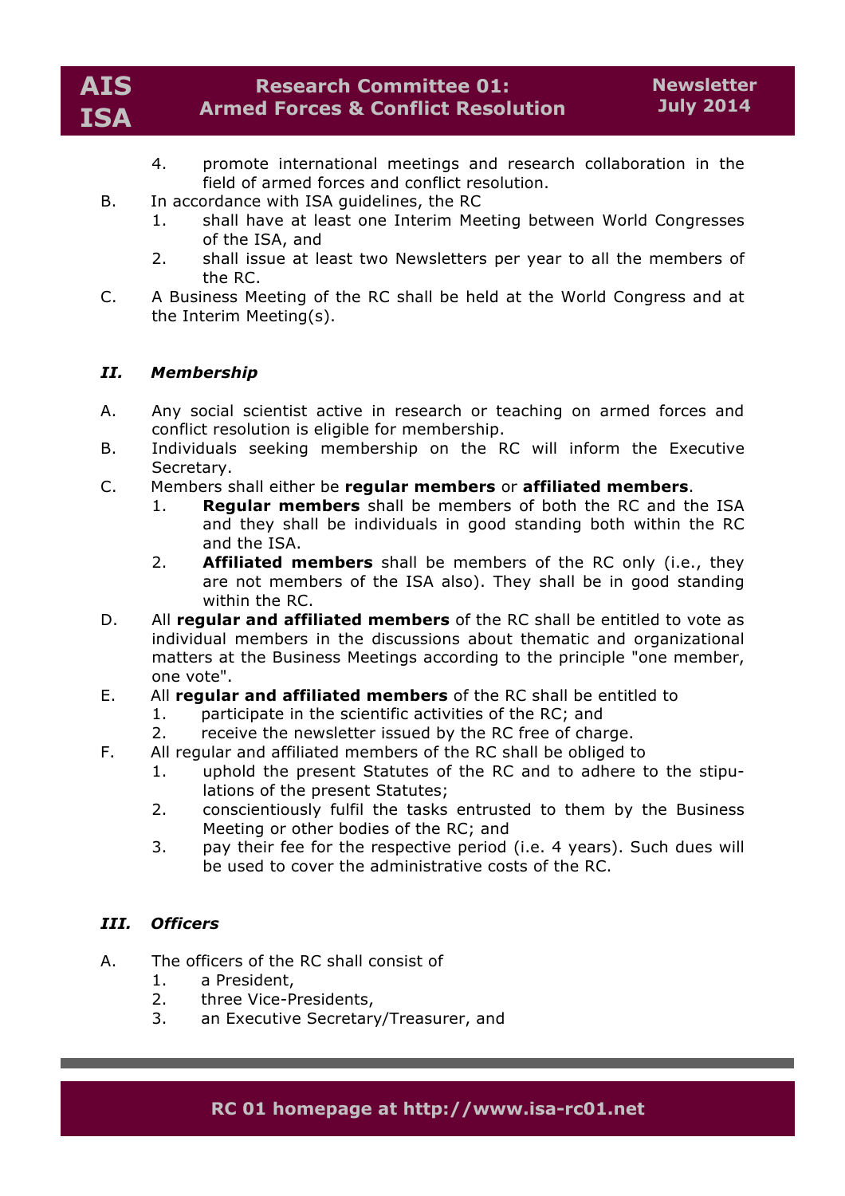4. promote international meetings and research collaboration in the field of armed forces and conflict resolution.

B. In accordance with ISA guidelines, the RC
   1. shall have at least one Interim Meeting between World Congresses of the ISA, and
   2. shall issue at least two Newsletters per year to all the members of the RC.

C. A Business Meeting of the RC shall be held at the World Congress and at the Interim Meeting(s).

## *II. Membership*

A. Any social scientist active in research or teaching on armed forces and conflict resolution is eligible for membership.

B. Individuals seeking membership on the RC will inform the Executive Secretary.

C. Members shall either be **regular members** or **affiliated members**.
   1. **Regular members** shall be members of both the RC and the ISA and they shall be individuals in good standing both within the RC and the ISA.
   2. **Affiliated members** shall be members of the RC only (i.e., they are not members of the ISA also). They shall be in good standing within the RC.

D. All **regular and affiliated members** of the RC shall be entitled to vote as individual members in the discussions about thematic and organizational matters at the Business Meetings according to the principle "one member, one vote".

E. All **regular and affiliated members** of the RC shall be entitled to
   1. participate in the scientific activities of the RC; and
   2. receive the newsletter issued by the RC free of charge.

F. All regular and affiliated members of the RC shall be obliged to
   1. uphold the present Statutes of the RC and to adhere to the stipulations of the present Statutes;
   2. conscientiously fulfil the tasks entrusted to them by the Business Meeting or other bodies of the RC; and
   3. pay their fee for the respective period (i.e. 4 years). Such dues will be used to cover the administrative costs of the RC.

## *III. Officers*

A. The officers of the RC shall consist of
   1. a President,
   2. three Vice-Presidents,
   3. an Executive Secretary/Treasurer, and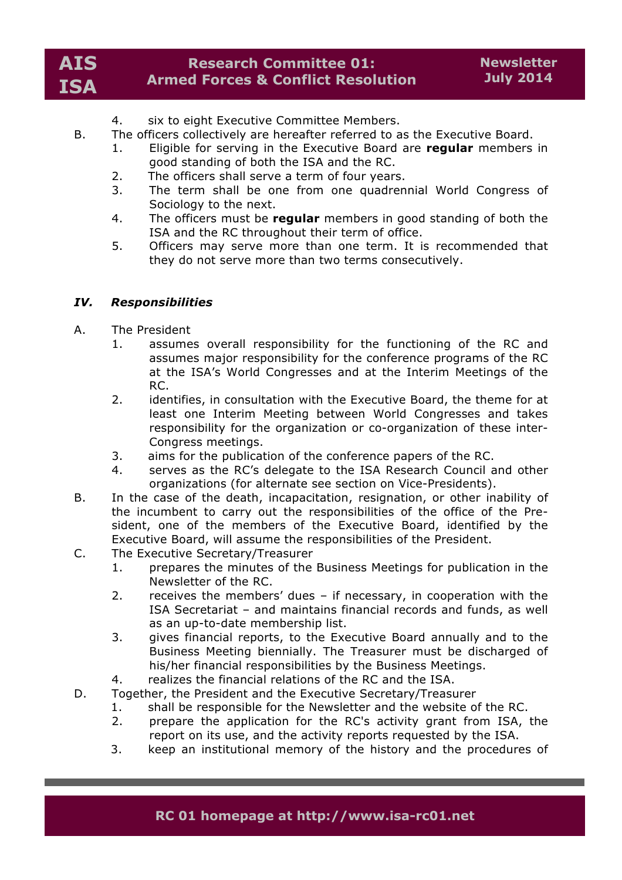4. six to eight Executive Committee Members.

B. The officers collectively are hereafter referred to as the Executive Board.
   1. Eligible for serving in the Executive Board are **regular** members in good standing of both the ISA and the RC.
   2. The officers shall serve a term of four years.
   3. The term shall be one from one quadrennial World Congress of Sociology to the next.
   4. The officers must be **regular** members in good standing of both the ISA and the RC throughout their term of office.
   5. Officers may serve more than one term. It is recommended that they do not serve more than two terms consecutively.

### *IV. Responsibilities*

A. The President
   1. assumes overall responsibility for the functioning of the RC and assumes major responsibility for the conference programs of the RC at the ISA's World Congresses and at the Interim Meetings of the RC.
   2. identifies, in consultation with the Executive Board, the theme for at least one Interim Meeting between World Congresses and takes responsibility for the organization or co-organization of these inter-Congress meetings.
   3. aims for the publication of the conference papers of the RC.
   4. serves as the RC's delegate to the ISA Research Council and other organizations (for alternate see section on Vice-Presidents).

B. In the case of the death, incapacitation, resignation, or other inability of the incumbent to carry out the responsibilities of the office of the President, one of the members of the Executive Board, identified by the Executive Board, will assume the responsibilities of the President.

C. The Executive Secretary/Treasurer
   1. prepares the minutes of the Business Meetings for publication in the Newsletter of the RC.
   2. receives the members' dues – if necessary, in cooperation with the ISA Secretariat – and maintains financial records and funds, as well as an up-to-date membership list.
   3. gives financial reports, to the Executive Board annually and to the Business Meeting biennially. The Treasurer must be discharged of his/her financial responsibilities by the Business Meetings.
   4. realizes the financial relations of the RC and the ISA.

D. Together, the President and the Executive Secretary/Treasurer
   1. shall be responsible for the Newsletter and the website of the RC.
   2. prepare the application for the RC's activity grant from ISA, the report on its use, and the activity reports requested by the ISA.
   3. keep an institutional memory of the history and the procedures of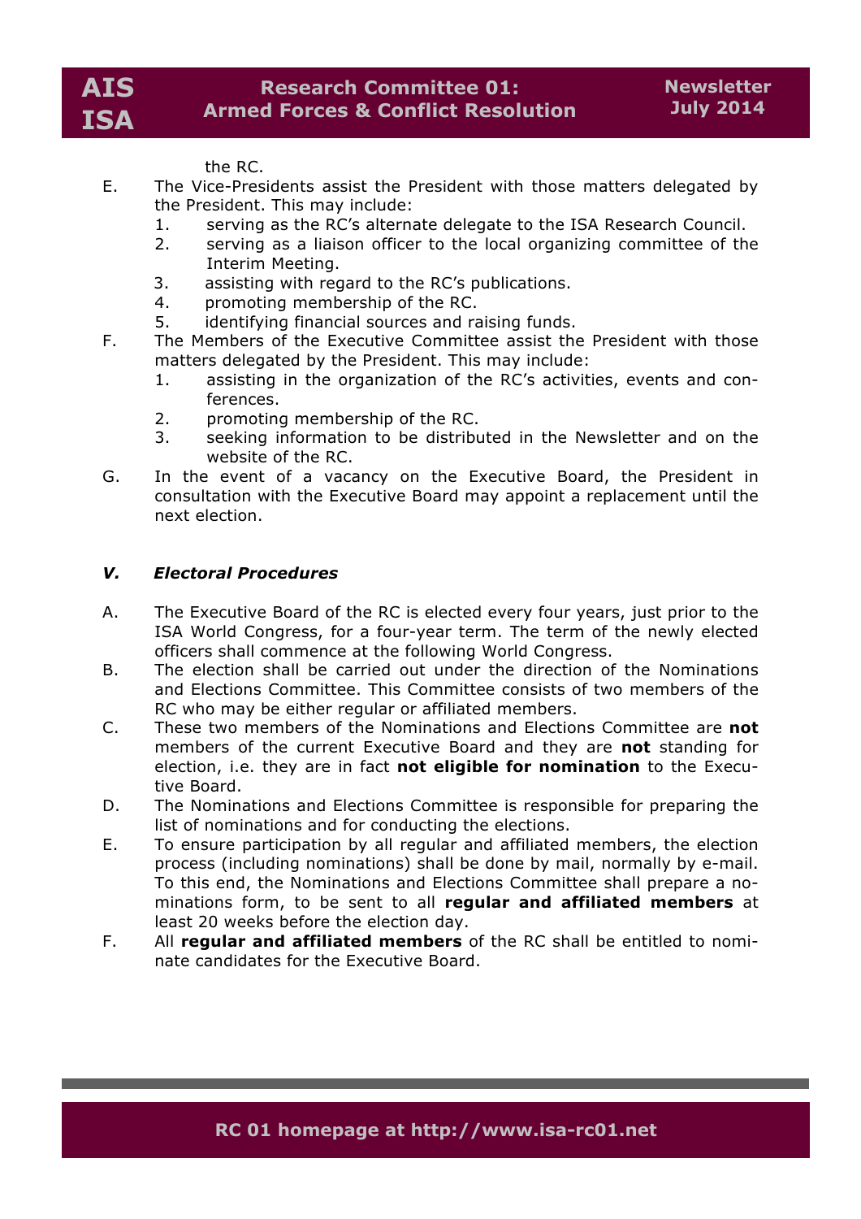the RC.

E. The Vice-Presidents assist the President with those matters delegated by the President. This may include:
   1. serving as the RC's alternate delegate to the ISA Research Council.
   2. serving as a liaison officer to the local organizing committee of the Interim Meeting.
   3. assisting with regard to the RC's publications.
   4. promoting membership of the RC.
   5. identifying financial sources and raising funds.

F. The Members of the Executive Committee assist the President with those matters delegated by the President. This may include:
   1. assisting in the organization of the RC's activities, events and conferences.
   2. promoting membership of the RC.
   3. seeking information to be distributed in the Newsletter and on the website of the RC.

G. In the event of a vacancy on the Executive Board, the President in consultation with the Executive Board may appoint a replacement until the next election.

### *V. Electoral Procedures*

A. The Executive Board of the RC is elected every four years, just prior to the ISA World Congress, for a four-year term. The term of the newly elected officers shall commence at the following World Congress.

B. The election shall be carried out under the direction of the Nominations and Elections Committee. This Committee consists of two members of the RC who may be either regular or affiliated members.

C. These two members of the Nominations and Elections Committee are **not** members of the current Executive Board and they are **not** standing for election, i.e. they are in fact **not eligible for nomination** to the Executive Board.

D. The Nominations and Elections Committee is responsible for preparing the list of nominations and for conducting the elections.

E. To ensure participation by all regular and affiliated members, the election process (including nominations) shall be done by mail, normally by e-mail. To this end, the Nominations and Elections Committee shall prepare a nominations form, to be sent to all **regular and affiliated members** at least 20 weeks before the election day.

F. All **regular and affiliated members** of the RC shall be entitled to nominate candidates for the Executive Board.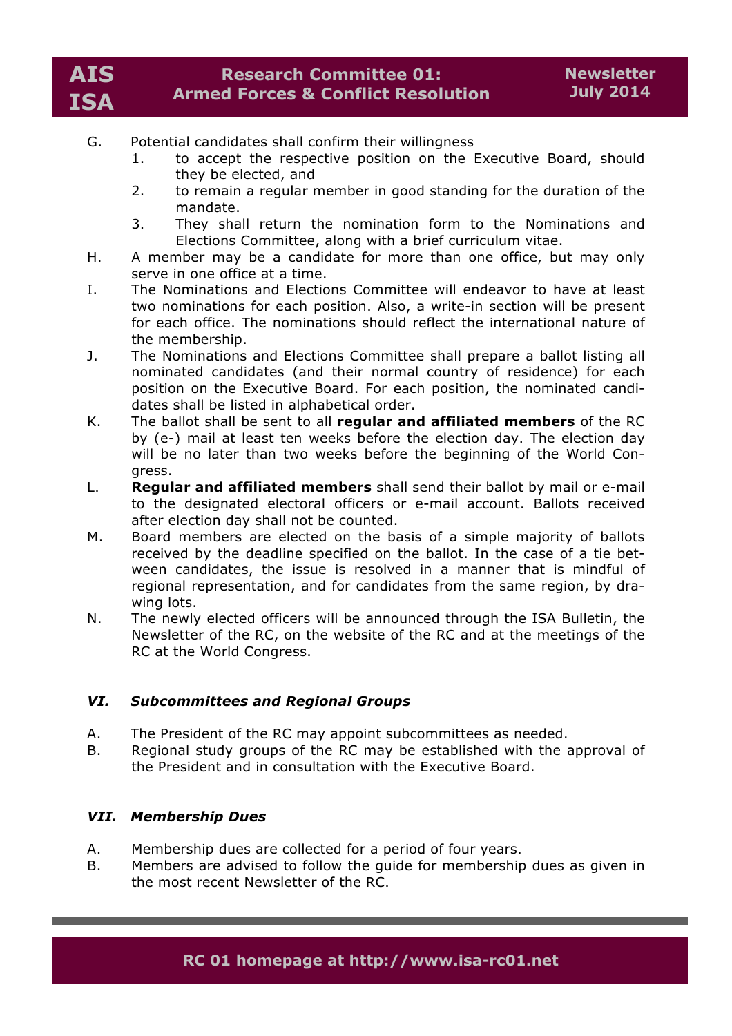G. Potential candidates shall confirm their willingness
   1. to accept the respective position on the Executive Board, should they be elected, and
   2. to remain a regular member in good standing for the duration of the mandate.
   3. They shall return the nomination form to the Nominations and Elections Committee, along with a brief curriculum vitae.

H. A member may be a candidate for more than one office, but may only serve in one office at a time.

I. The Nominations and Elections Committee will endeavor to have at least two nominations for each position. Also, a write-in section will be present for each office. The nominations should reflect the international nature of the membership.

J. The Nominations and Elections Committee shall prepare a ballot listing all nominated candidates (and their normal country of residence) for each position on the Executive Board. For each position, the nominated candidates shall be listed in alphabetical order.

K. The ballot shall be sent to all **regular and affiliated members** of the RC by (e-) mail at least ten weeks before the election day. The election day will be no later than two weeks before the beginning of the World Congress.

L. **Regular and affiliated members** shall send their ballot by mail or e-mail to the designated electoral officers or e-mail account. Ballots received after election day shall not be counted.

M. Board members are elected on the basis of a simple majority of ballots received by the deadline specified on the ballot. In the case of a tie between candidates, the issue is resolved in a manner that is mindful of regional representation, and for candidates from the same region, by drawing lots.

N. The newly elected officers will be announced through the ISA Bulletin, the Newsletter of the RC, on the website of the RC and at the meetings of the RC at the World Congress.

### *VI. Subcommittees and Regional Groups*

A. The President of the RC may appoint subcommittees as needed.

B. Regional study groups of the RC may be established with the approval of the President and in consultation with the Executive Board.

### *VII. Membership Dues*

A. Membership dues are collected for a period of four years.

B. Members are advised to follow the guide for membership dues as given in the most recent Newsletter of the RC.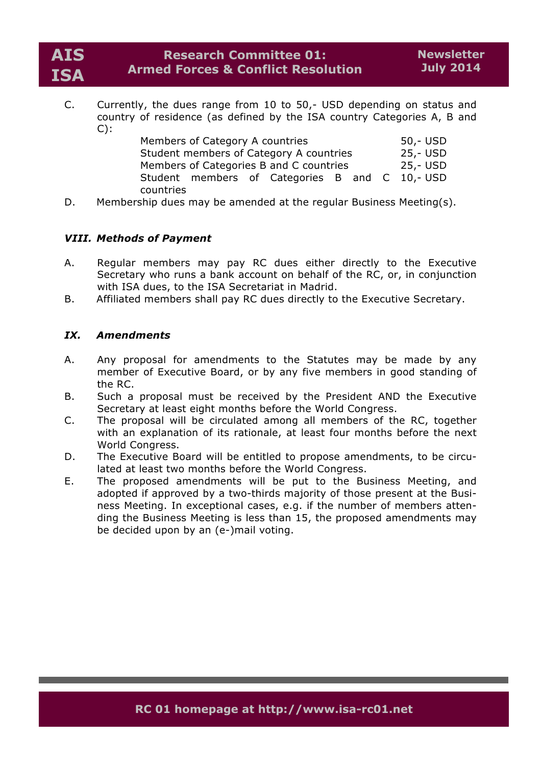C. Currently, the dues range from 10 to 50,- USD depending on status and country of residence (as defined by the ISA country Categories A, B and C):

| | |
|---|---|
| Members of Category A countries | 50,- USD |
| Student members of Category A countries | 25,- USD |
| Members of Categories B and C countries | 25,- USD |
| Student members of Categories B and C countries | 10,- USD |

D. Membership dues may be amended at the regular Business Meeting(s).

### *VIII. Methods of Payment*

A. Regular members may pay RC dues either directly to the Executive Secretary who runs a bank account on behalf of the RC, or, in conjunction with ISA dues, to the ISA Secretariat in Madrid.

B. Affiliated members shall pay RC dues directly to the Executive Secretary.

### *IX. Amendments*

A. Any proposal for amendments to the Statutes may be made by any member of Executive Board, or by any five members in good standing of the RC.

B. Such a proposal must be received by the President AND the Executive Secretary at least eight months before the World Congress.

C. The proposal will be circulated among all members of the RC, together with an explanation of its rationale, at least four months before the next World Congress.

D. The Executive Board will be entitled to propose amendments, to be circulated at least two months before the World Congress.

E. The proposed amendments will be put to the Business Meeting, and adopted if approved by a two-thirds majority of those present at the Business Meeting. In exceptional cases, e.g. if the number of members attending the Business Meeting is less than 15, the proposed amendments may be decided upon by an (e-)mail voting.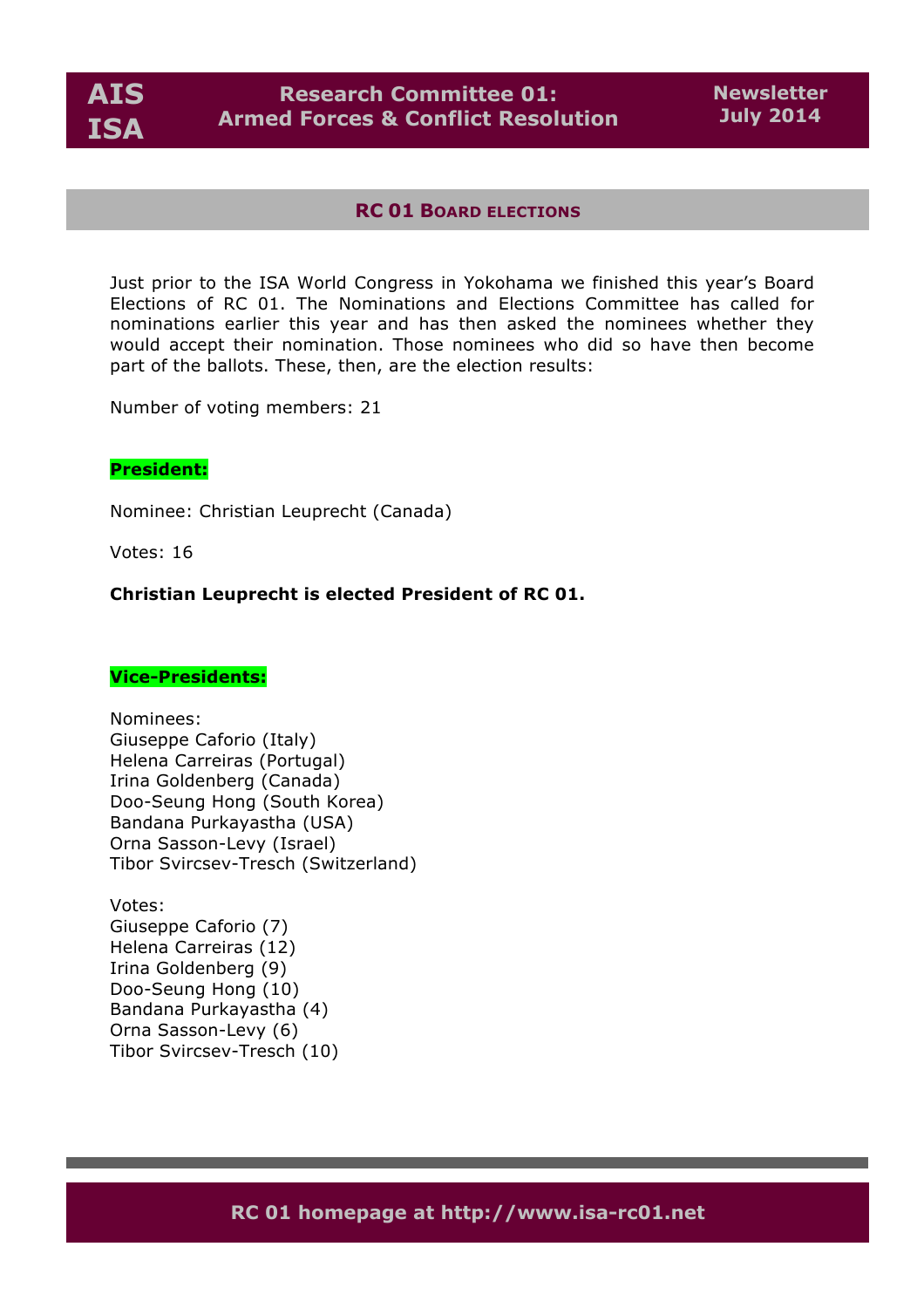## RC 01 Board elections

Just prior to the ISA World Congress in Yokohama we finished this year's Board Elections of RC 01. The Nominations and Elections Committee has called for nominations earlier this year and has then asked the nominees whether they would accept their nomination. Those nominees who did so have then become part of the ballots. These, then, are the election results:

Number of voting members: 21

**President:**

Nominee: Christian Leuprecht (Canada)

Votes: 16

**Christian Leuprecht is elected President of RC 01.**

**Vice-Presidents:**

Nominees:
Giuseppe Caforio (Italy)
Helena Carreiras (Portugal)
Irina Goldenberg (Canada)
Doo-Seung Hong (South Korea)
Bandana Purkayastha (USA)
Orna Sasson-Levy (Israel)
Tibor Svircsev-Tresch (Switzerland)

Votes:
Giuseppe Caforio (7)
Helena Carreiras (12)
Irina Goldenberg (9)
Doo-Seung Hong (10)
Bandana Purkayastha (4)
Orna Sasson-Levy (6)
Tibor Svircsev-Tresch (10)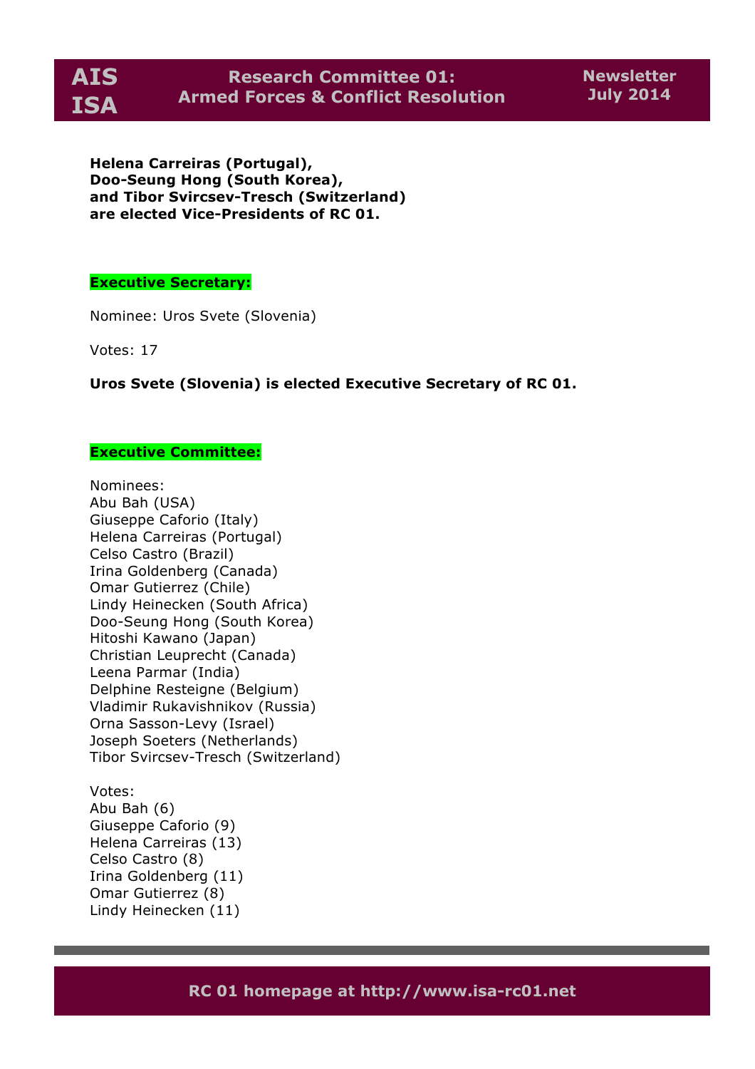**Helena Carreiras (Portugal),
Doo-Seung Hong (South Korea),
and Tibor Svircsev-Tresch (Switzerland)
are elected Vice-Presidents of RC 01.**

**Executive Secretary:**

Nominee: Uros Svete (Slovenia)

Votes: 17

**Uros Svete (Slovenia) is elected Executive Secretary of RC 01.**

**Executive Committee:**

Nominees:
Abu Bah (USA)
Giuseppe Caforio (Italy)
Helena Carreiras (Portugal)
Celso Castro (Brazil)
Irina Goldenberg (Canada)
Omar Gutierrez (Chile)
Lindy Heinecken (South Africa)
Doo-Seung Hong (South Korea)
Hitoshi Kawano (Japan)
Christian Leuprecht (Canada)
Leena Parmar (India)
Delphine Resteigne (Belgium)
Vladimir Rukavishnikov (Russia)
Orna Sasson-Levy (Israel)
Joseph Soeters (Netherlands)
Tibor Svircsev-Tresch (Switzerland)

Votes:
Abu Bah (6)
Giuseppe Caforio (9)
Helena Carreiras (13)
Celso Castro (8)
Irina Goldenberg (11)
Omar Gutierrez (8)
Lindy Heinecken (11)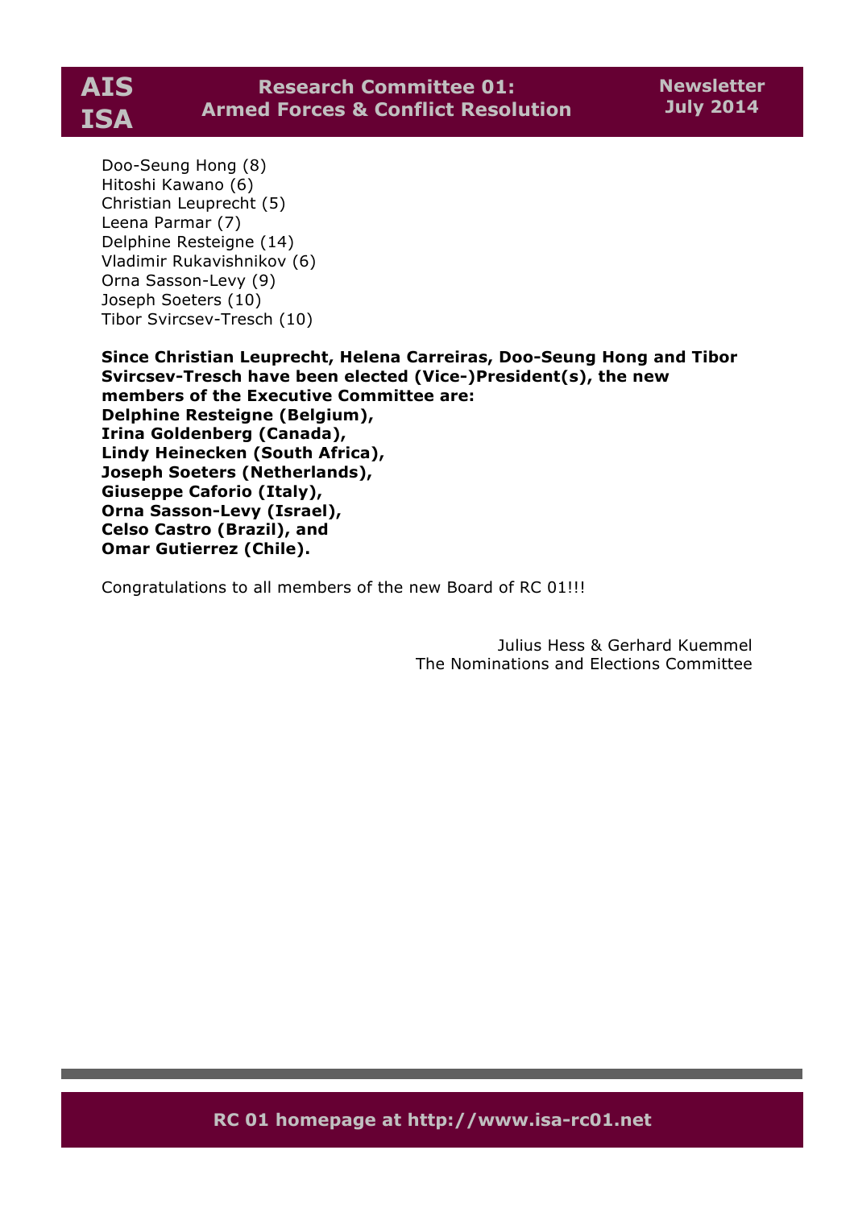Doo-Seung Hong (8)
Hitoshi Kawano (6)
Christian Leuprecht (5)
Leena Parmar (7)
Delphine Resteigne (14)
Vladimir Rukavishnikov (6)
Orna Sasson-Levy (9)
Joseph Soeters (10)
Tibor Svircsev-Tresch (10)

**Since Christian Leuprecht, Helena Carreiras, Doo-Seung Hong and Tibor Svircsev-Tresch have been elected (Vice-)President(s), the new members of the Executive Committee are:**
**Delphine Resteigne (Belgium),**
**Irina Goldenberg (Canada),**
**Lindy Heinecken (South Africa),**
**Joseph Soeters (Netherlands),**
**Giuseppe Caforio (Italy),**
**Orna Sasson-Levy (Israel),**
**Celso Castro (Brazil), and**
**Omar Gutierrez (Chile).**

Congratulations to all members of the new Board of RC 01!!!

Julius Hess & Gerhard Kuemmel
The Nominations and Elections Committee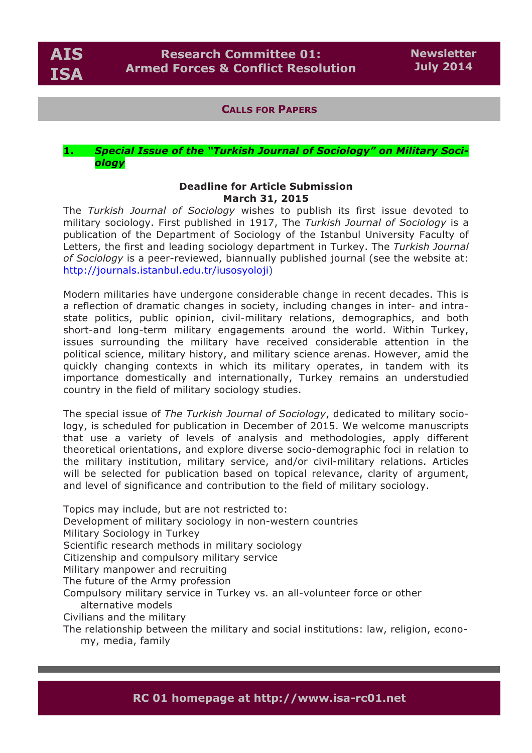## Calls for Papers

### 1. *Special Issue of the "Turkish Journal of Sociology" on Military Sociology*

**Deadline for Article Submission**
**March 31, 2015**

The *Turkish Journal of Sociology* wishes to publish its first issue devoted to military sociology. First published in 1917, The *Turkish Journal of Sociology* is a publication of the Department of Sociology of the Istanbul University Faculty of Letters, the first and leading sociology department in Turkey. The *Turkish Journal of Sociology* is a peer-reviewed, biannually published journal (see the website at: http://journals.istanbul.edu.tr/iusosyoloji)

Modern militaries have undergone considerable change in recent decades. This is a reflection of dramatic changes in society, including changes in inter- and intra-state politics, public opinion, civil-military relations, demographics, and both short-and long-term military engagements around the world. Within Turkey, issues surrounding the military have received considerable attention in the political science, military history, and military science arenas. However, amid the quickly changing contexts in which its military operates, in tandem with its importance domestically and internationally, Turkey remains an understudied country in the field of military sociology studies.

The special issue of *The Turkish Journal of Sociology*, dedicated to military sociology, is scheduled for publication in December of 2015. We welcome manuscripts that use a variety of levels of analysis and methodologies, apply different theoretical orientations, and explore diverse socio-demographic foci in relation to the military institution, military service, and/or civil-military relations. Articles will be selected for publication based on topical relevance, clarity of argument, and level of significance and contribution to the field of military sociology.

Topics may include, but are not restricted to:

- Development of military sociology in non-western countries
- Military Sociology in Turkey
- Scientific research methods in military sociology
- Citizenship and compulsory military service
- Military manpower and recruiting
- The future of the Army profession
- Compulsory military service in Turkey vs. an all-volunteer force or other alternative models
- Civilians and the military
- The relationship between the military and social institutions: law, religion, economy, media, family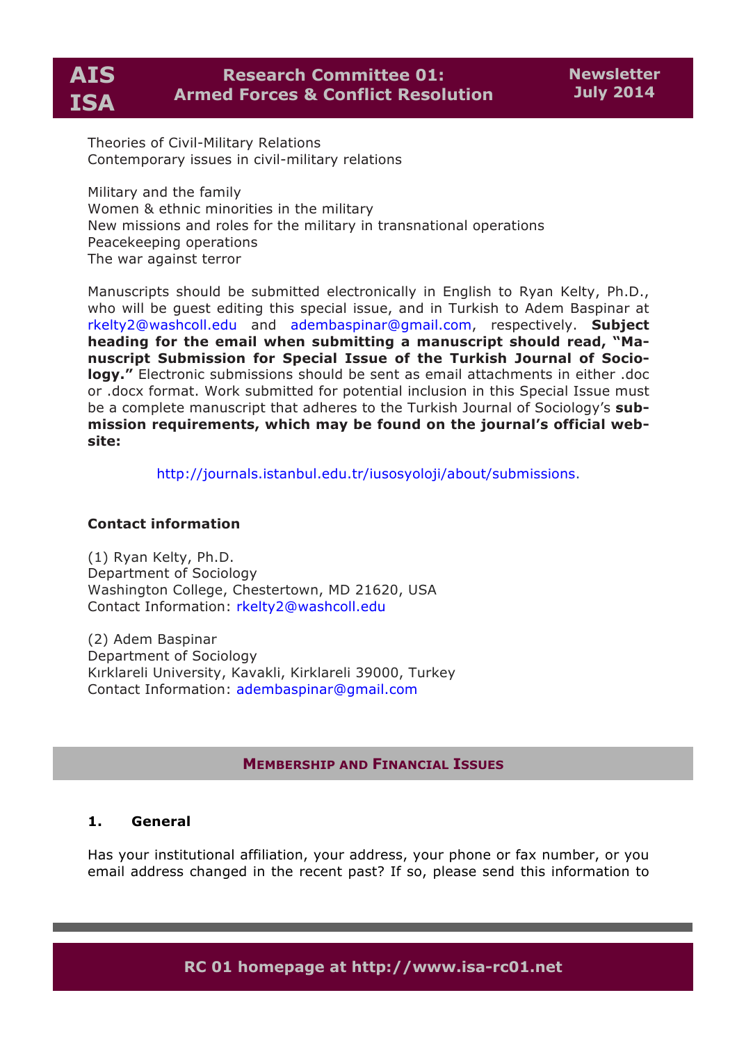Theories of Civil-Military Relations
Contemporary issues in civil-military relations

Military and the family
Women & ethnic minorities in the military
New missions and roles for the military in transnational operations
Peacekeeping operations
The war against terror

Manuscripts should be submitted electronically in English to Ryan Kelty, Ph.D., who will be guest editing this special issue, and in Turkish to Adem Baspinar at rkelty2@washcoll.edu and adembaspinar@gmail.com, respectively. **Subject heading for the email when submitting a manuscript should read, "Manuscript Submission for Special Issue of the Turkish Journal of Sociology."** Electronic submissions should be sent as email attachments in either .doc or .docx format. Work submitted for potential inclusion in this Special Issue must be a complete manuscript that adheres to the Turkish Journal of Sociology's **submission requirements, which may be found on the journal's official website:**

http://journals.istanbul.edu.tr/iusosyoloji/about/submissions.

**Contact information**

(1) Ryan Kelty, Ph.D.
Department of Sociology
Washington College, Chestertown, MD 21620, USA
Contact Information: rkelty2@washcoll.edu

(2) Adem Baspinar
Department of Sociology
Kırklareli University, Kavakli, Kirklareli 39000, Turkey
Contact Information: adembaspinar@gmail.com

## Membership and Financial Issues

### 1. General

Has your institutional affiliation, your address, your phone or fax number, or you email address changed in the recent past? If so, please send this information to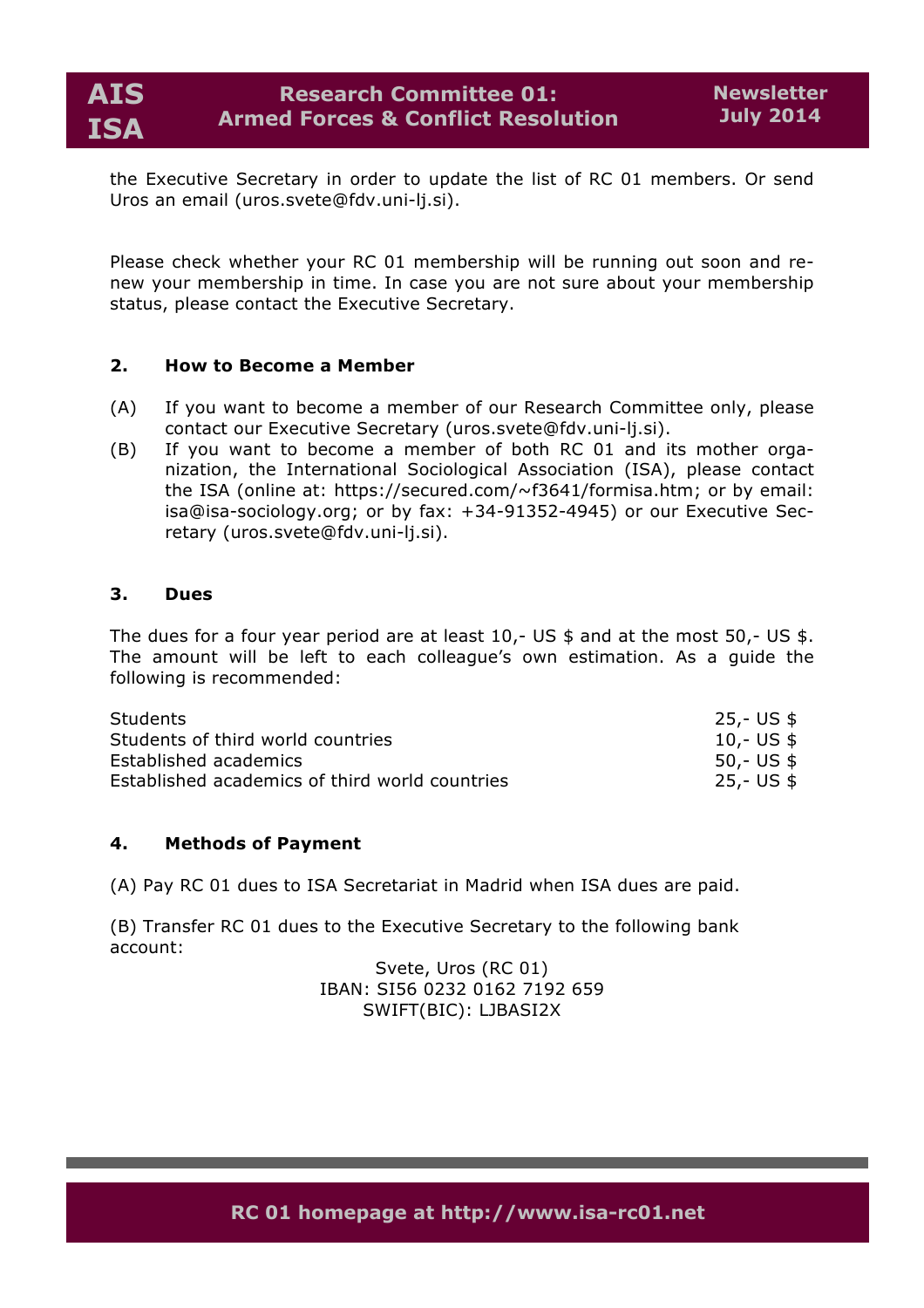the Executive Secretary in order to update the list of RC 01 members. Or send Uros an email (uros.svete@fdv.uni-lj.si).

Please check whether your RC 01 membership will be running out soon and renew your membership in time. In case you are not sure about your membership status, please contact the Executive Secretary.

## 2. How to Become a Member

(A) If you want to become a member of our Research Committee only, please contact our Executive Secretary (uros.svete@fdv.uni-lj.si).

(B) If you want to become a member of both RC 01 and its mother organization, the International Sociological Association (ISA), please contact the ISA (online at: https://secured.com/~f3641/formisa.htm; or by email: isa@isa-sociology.org; or by fax: +34-91352-4945) or our Executive Secretary (uros.svete@fdv.uni-lj.si).

## 3. Dues

The dues for a four year period are at least 10,- US $ and at the most 50,- US $. The amount will be left to each colleague's own estimation. As a guide the following is recommended:

| | |
|---|---|
| Students | 25,- US $ |
| Students of third world countries | 10,- US $ |
| Established academics | 50,- US $ |
| Established academics of third world countries | 25,- US $ |

## 4. Methods of Payment

(A) Pay RC 01 dues to ISA Secretariat in Madrid when ISA dues are paid.

(B) Transfer RC 01 dues to the Executive Secretary to the following bank account:

Svete, Uros (RC 01)
IBAN: SI56 0232 0162 7192 659
SWIFT(BIC): LJBASI2X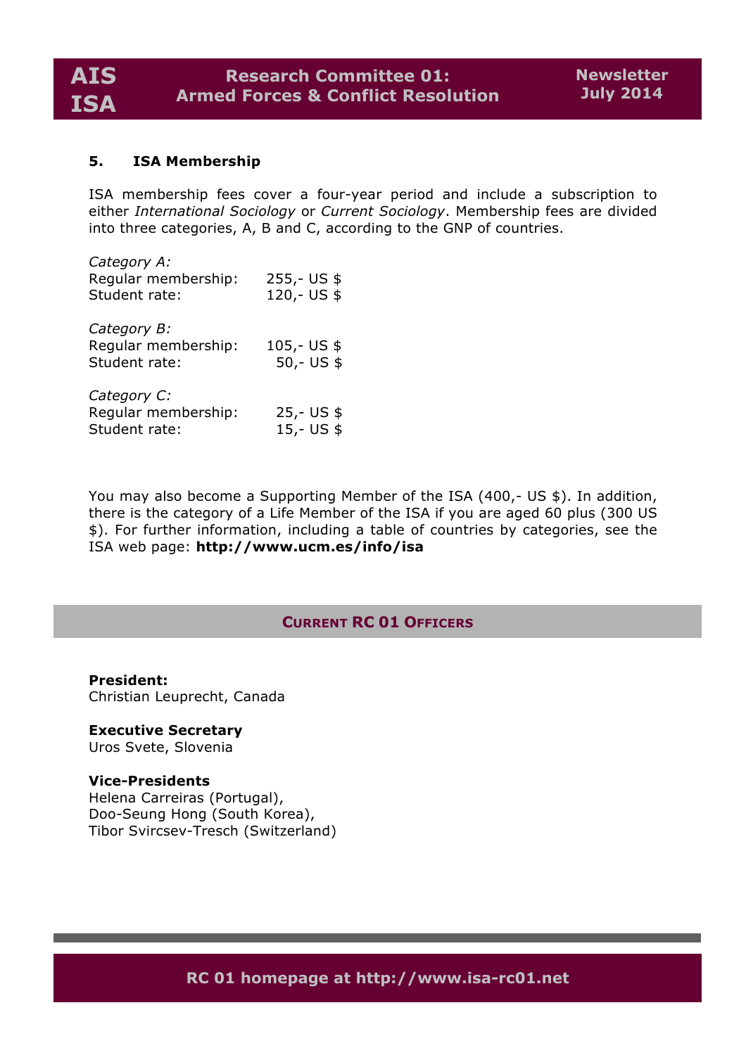## 5. ISA Membership

ISA membership fees cover a four-year period and include a subscription to either *International Sociology* or *Current Sociology*. Membership fees are divided into three categories, A, B and C, according to the GNP of countries.

*Category A:*
Regular membership: 255,- US $
Student rate: 120,- US $

*Category B:*
Regular membership: 105,- US $
Student rate: 50,- US $

*Category C:*
Regular membership: 25,- US $
Student rate: 15,- US $

You may also become a Supporting Member of the ISA (400,- US $). In addition, there is the category of a Life Member of the ISA if you are aged 60 plus (300 US $). For further information, including a table of countries by categories, see the ISA web page: **http://www.ucm.es/info/isa**

## Current RC 01 Officers

**President:**
Christian Leuprecht, Canada

**Executive Secretary**
Uros Svete, Slovenia

**Vice-Presidents**
Helena Carreiras (Portugal),
Doo-Seung Hong (South Korea),
Tibor Svircsev-Tresch (Switzerland)

**RC 01 homepage at http://www.isa-rc01.net**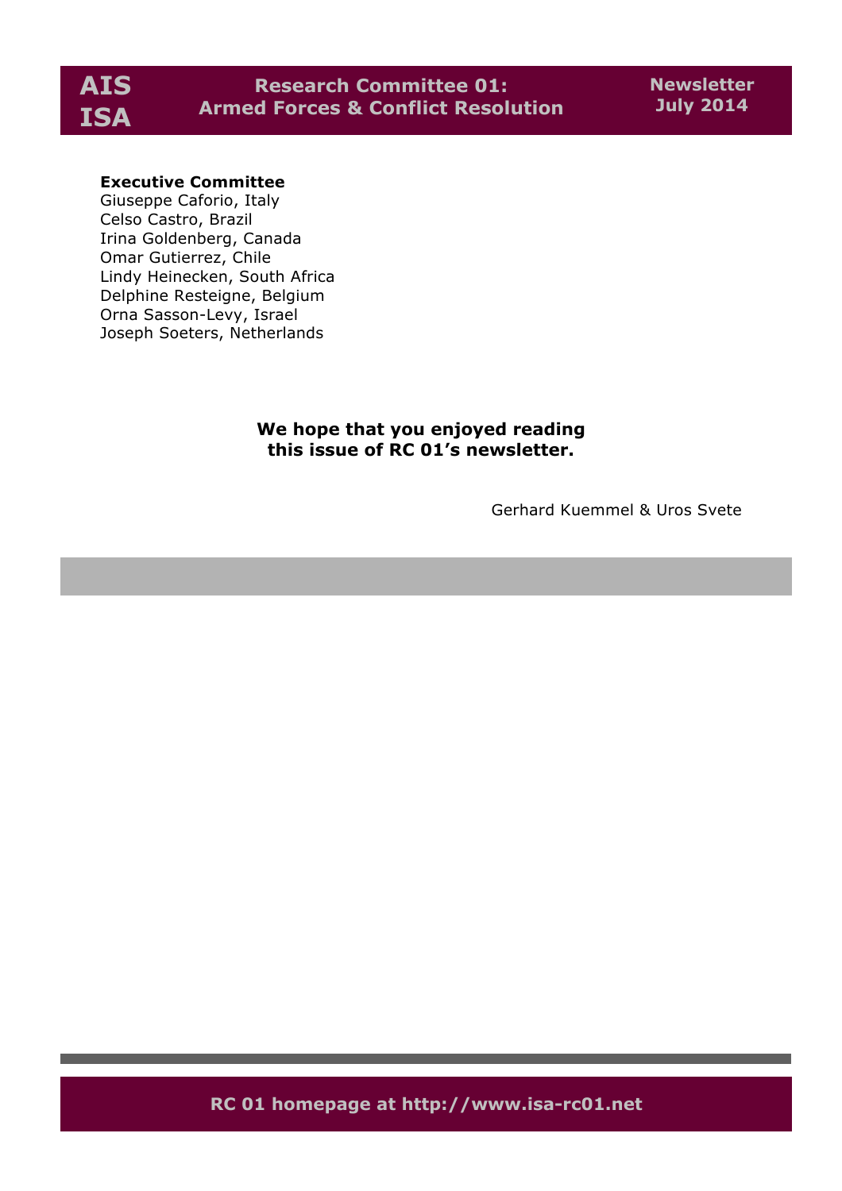**Executive Committee**
Giuseppe Caforio, Italy
Celso Castro, Brazil
Irina Goldenberg, Canada
Omar Gutierrez, Chile
Lindy Heinecken, South Africa
Delphine Resteigne, Belgium
Orna Sasson-Levy, Israel
Joseph Soeters, Netherlands

**We hope that you enjoyed reading this issue of RC 01's newsletter.**

Gerhard Kuemmel & Uros Svete

**RC 01 homepage at http://www.isa-rc01.net**